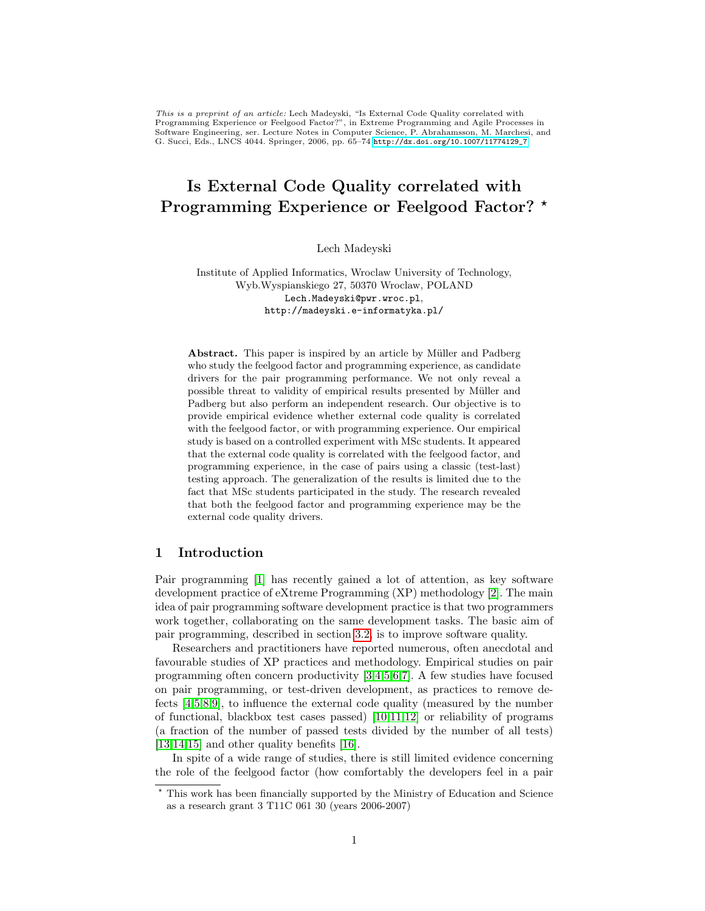*This is a preprint of an article:* Lech Madeyski, "Is External Code Quality correlated with Programming Experience or Feelgood Factor?", in Extreme Programming and Agile Processes in Software Engineering, ser. Lecture Notes in Computer Science, P. Abrahamsson, M. Marchesi, and G. Succi, Eds., LNCS 4044. Springer, 2006, pp. 65–74 http://dx.doi.org/10.1007/11774129_7

# Is External Code Quality correlated with Programming Experience or Feelgood Factor? *

Lech Madeyski

Institute of Applied Informatics, Wroclaw University of Technology, Wyb.Wyspianskiego 27, 50370 Wroclaw, POLAND
Lech.Madeyski@pwr.wroc.pl,
http://madeyski.e-informatyka.pl/

**Abstract.** This paper is inspired by an article by Müller and Padberg who study the feelgood factor and programming experience, as candidate drivers for the pair programming performance. We not only reveal a possible threat to validity of empirical results presented by Müller and Padberg but also perform an independent research. Our objective is to provide empirical evidence whether external code quality is correlated with the feelgood factor, or with programming experience. Our empirical study is based on a controlled experiment with MSc students. It appeared that the external code quality is correlated with the feelgood factor, and programming experience, in the case of pairs using a classic (test-last) testing approach. The generalization of the results is limited due to the fact that MSc students participated in the study. The research revealed that both the feelgood factor and programming experience may be the external code quality drivers.

## 1 Introduction

Pair programming [1] has recently gained a lot of attention, as key software development practice of eXtreme Programming (XP) methodology [2]. The main idea of pair programming software development practice is that two programmers work together, collaborating on the same development tasks. The basic aim of pair programming, described in section 3.2, is to improve software quality.

Researchers and practitioners have reported numerous, often anecdotal and favourable studies of XP practices and methodology. Empirical studies on pair programming often concern productivity [3,4,5,6,7]. A few studies have focused on pair programming, or test-driven development, as practices to remove defects [4,5,8,9], to influence the external code quality (measured by the number of functional, blackbox test cases passed) [10,11,12] or reliability of programs (a fraction of the number of passed tests divided by the number of all tests) [13,14,15] and other quality benefits [16].

In spite of a wide range of studies, there is still limited evidence concerning the role of the feelgood factor (how comfortably the developers feel in a pair

* This work has been financially supported by the Ministry of Education and Science as a research grant 3 T11C 061 30 (years 2006-2007)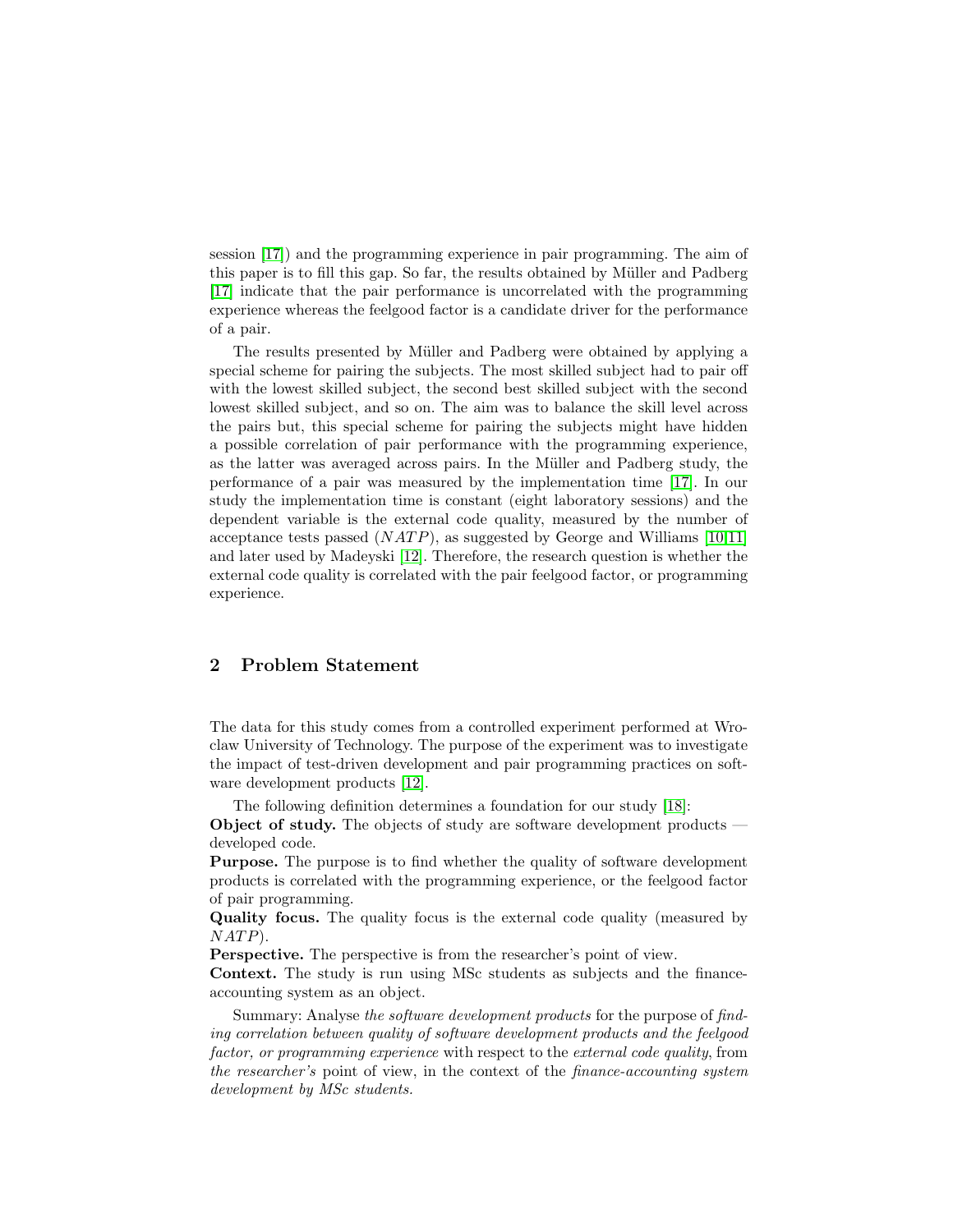session [17]) and the programming experience in pair programming. The aim of this paper is to fill this gap. So far, the results obtained by Müller and Padberg [17] indicate that the pair performance is uncorrelated with the programming experience whereas the feelgood factor is a candidate driver for the performance of a pair.

The results presented by Müller and Padberg were obtained by applying a special scheme for pairing the subjects. The most skilled subject had to pair off with the lowest skilled subject, the second best skilled subject with the second lowest skilled subject, and so on. The aim was to balance the skill level across the pairs but, this special scheme for pairing the subjects might have hidden a possible correlation of pair performance with the programming experience, as the latter was averaged across pairs. In the Müller and Padberg study, the performance of a pair was measured by the implementation time [17]. In our study the implementation time is constant (eight laboratory sessions) and the dependent variable is the external code quality, measured by the number of acceptance tests passed ($NATP$), as suggested by George and Williams [10,11] and later used by Madeyski [12]. Therefore, the research question is whether the external code quality is correlated with the pair feelgood factor, or programming experience.

## 2 Problem Statement

The data for this study comes from a controlled experiment performed at Wroclaw University of Technology. The purpose of the experiment was to investigate the impact of test-driven development and pair programming practices on software development products [12].

The following definition determines a foundation for our study [18]:

**Object of study.** The objects of study are software development products — developed code.

**Purpose.** The purpose is to find whether the quality of software development products is correlated with the programming experience, or the feelgood factor of pair programming.

**Quality focus.** The quality focus is the external code quality (measured by $NATP$).

**Perspective.** The perspective is from the researcher's point of view.

**Context.** The study is run using MSc students as subjects and the finance-accounting system as an object.

Summary: Analyse *the software development products* for the purpose of *finding correlation between quality of software development products and the feelgood factor, or programming experience* with respect to the *external code quality*, from *the researcher's* point of view, in the context of the *finance-accounting system development by MSc students.*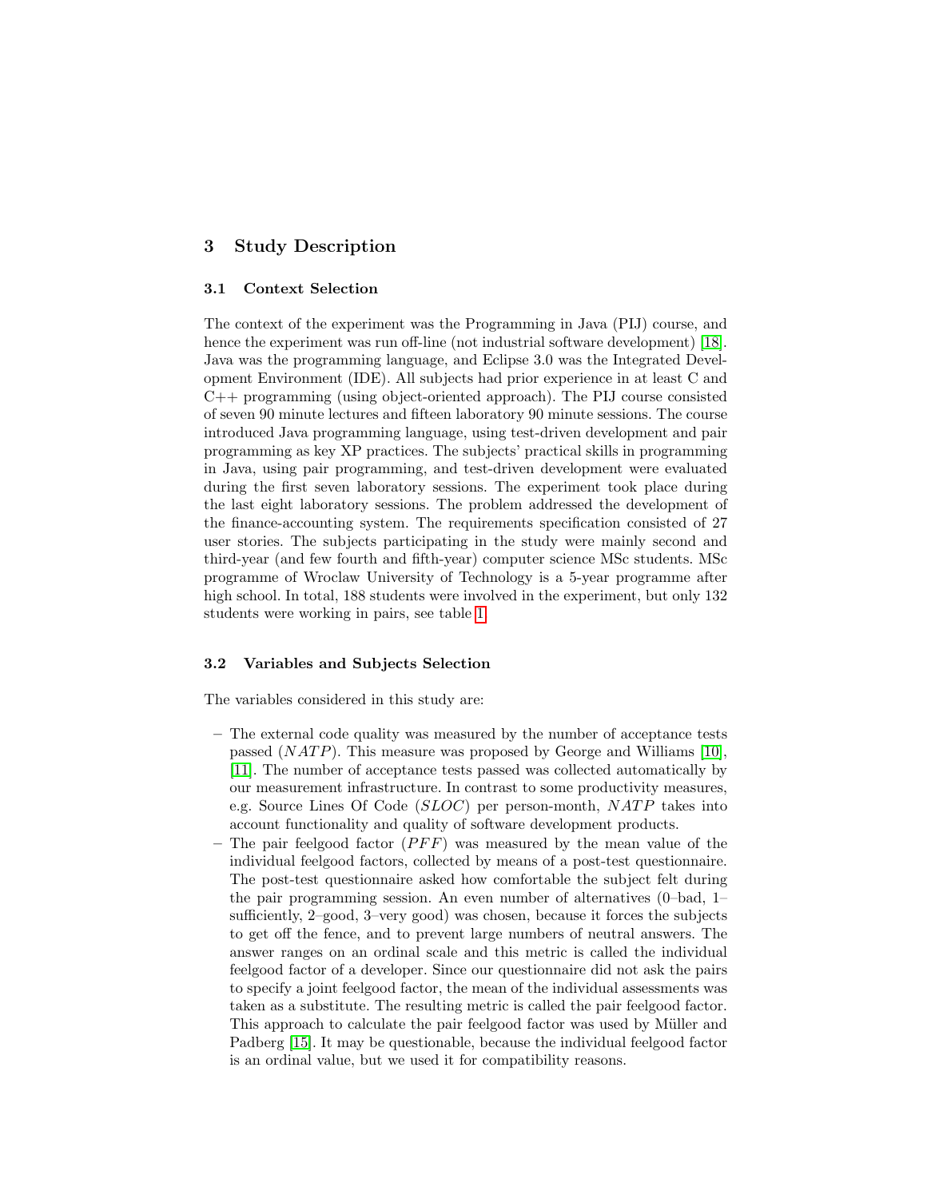## 3 Study Description

### 3.1 Context Selection

The context of the experiment was the Programming in Java (PIJ) course, and hence the experiment was run off-line (not industrial software development) [18]. Java was the programming language, and Eclipse 3.0 was the Integrated Development Environment (IDE). All subjects had prior experience in at least C and C++ programming (using object-oriented approach). The PIJ course consisted of seven 90 minute lectures and fifteen laboratory 90 minute sessions. The course introduced Java programming language, using test-driven development and pair programming as key XP practices. The subjects' practical skills in programming in Java, using pair programming, and test-driven development were evaluated during the first seven laboratory sessions. The experiment took place during the last eight laboratory sessions. The problem addressed the development of the finance-accounting system. The requirements specification consisted of 27 user stories. The subjects participating in the study were mainly second and third-year (and few fourth and fifth-year) computer science MSc students. MSc programme of Wroclaw University of Technology is a 5-year programme after high school. In total, 188 students were involved in the experiment, but only 132 students were working in pairs, see table 1.

### 3.2 Variables and Subjects Selection

The variables considered in this study are:

- The external code quality was measured by the number of acceptance tests passed ($NATP$). This measure was proposed by George and Williams [10], [11]. The number of acceptance tests passed was collected automatically by our measurement infrastructure. In contrast to some productivity measures, e.g. Source Lines Of Code ($SLOC$) per person-month, $NATP$ takes into account functionality and quality of software development products.
- The pair feelgood factor ($PFF$) was measured by the mean value of the individual feelgood factors, collected by means of a post-test questionnaire. The post-test questionnaire asked how comfortable the subject felt during the pair programming session. An even number of alternatives (0–bad, 1–sufficiently, 2–good, 3–very good) was chosen, because it forces the subjects to get off the fence, and to prevent large numbers of neutral answers. The answer ranges on an ordinal scale and this metric is called the individual feelgood factor of a developer. Since our questionnaire did not ask the pairs to specify a joint feelgood factor, the mean of the individual assessments was taken as a substitute. The resulting metric is called the pair feelgood factor. This approach to calculate the pair feelgood factor was used by Müller and Padberg [15]. It may be questionable, because the individual feelgood factor is an ordinal value, but we used it for compatibility reasons.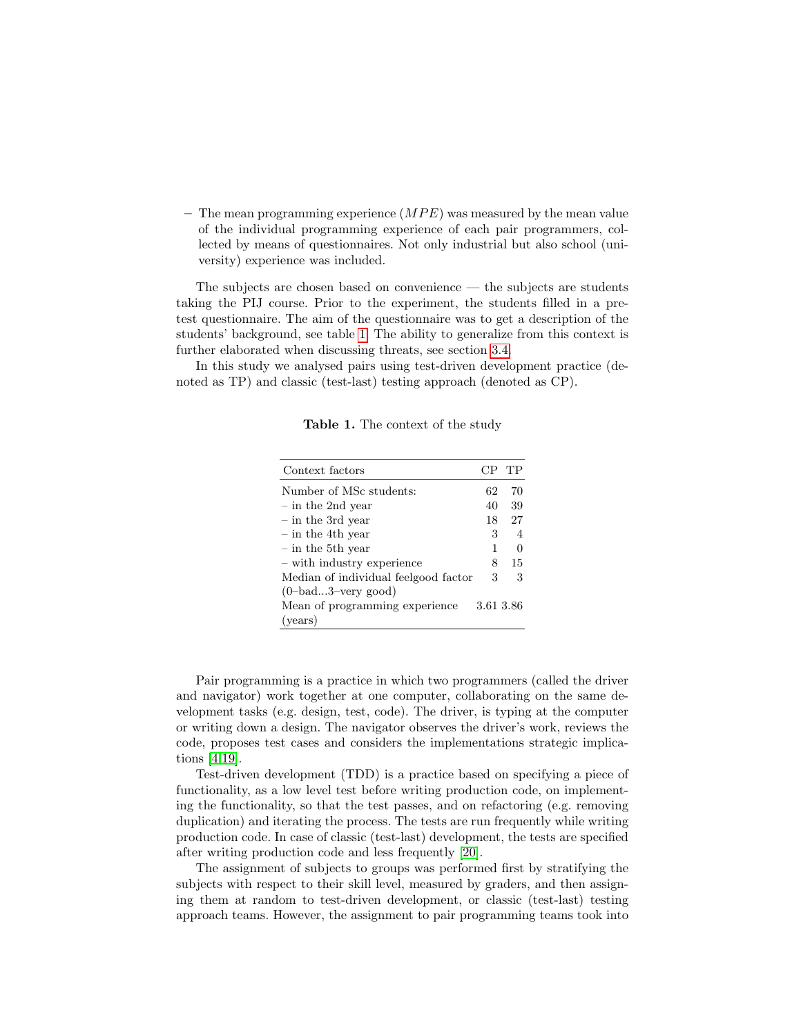– The mean programming experience ($MPE$) was measured by the mean value of the individual programming experience of each pair programmers, collected by means of questionnaires. Not only industrial but also school (university) experience was included.

The subjects are chosen based on convenience — the subjects are students taking the PIJ course. Prior to the experiment, the students filled in a pre-test questionnaire. The aim of the questionnaire was to get a description of the students' background, see table 1. The ability to generalize from this context is further elaborated when discussing threats, see section 3.4.

In this study we analysed pairs using test-driven development practice (denoted as TP) and classic (test-last) testing approach (denoted as CP).

**Table 1.** The context of the study

| Context factors | CP | TP |
|---|---|---|
| Number of MSc students: | 62 | 70 |
| – in the 2nd year | 40 | 39 |
| – in the 3rd year | 18 | 27 |
| – in the 4th year | 3 | 4 |
| – in the 5th year | 1 | 0 |
| – with industry experience | 8 | 15 |
| Median of individual feelgood factor (0–bad...3–very good) | 3 | 3 |
| Mean of programming experience (years) | 3.61 | 3.86 |

Pair programming is a practice in which two programmers (called the driver and navigator) work together at one computer, collaborating on the same development tasks (e.g. design, test, code). The driver, is typing at the computer or writing down a design. The navigator observes the driver's work, reviews the code, proposes test cases and considers the implementations strategic implications [4,19].

Test-driven development (TDD) is a practice based on specifying a piece of functionality, as a low level test before writing production code, on implementing the functionality, so that the test passes, and on refactoring (e.g. removing duplication) and iterating the process. The tests are run frequently while writing production code. In case of classic (test-last) development, the tests are specified after writing production code and less frequently [20].

The assignment of subjects to groups was performed first by stratifying the subjects with respect to their skill level, measured by graders, and then assigning them at random to test-driven development, or classic (test-last) testing approach teams. However, the assignment to pair programming teams took into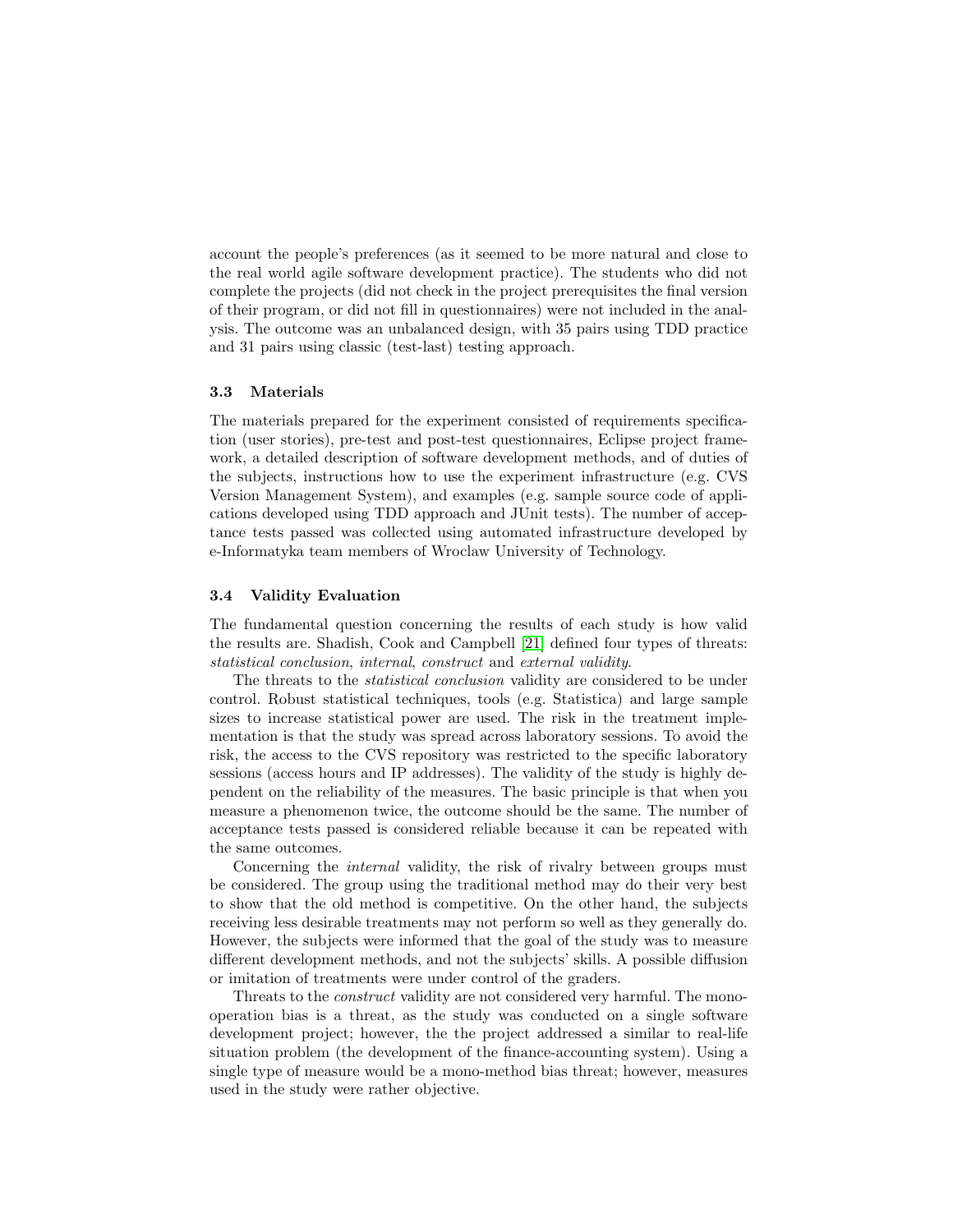account the people's preferences (as it seemed to be more natural and close to the real world agile software development practice). The students who did not complete the projects (did not check in the project prerequisites the final version of their program, or did not fill in questionnaires) were not included in the analysis. The outcome was an unbalanced design, with 35 pairs using TDD practice and 31 pairs using classic (test-last) testing approach.

### 3.3 Materials

The materials prepared for the experiment consisted of requirements specification (user stories), pre-test and post-test questionnaires, Eclipse project framework, a detailed description of software development methods, and of duties of the subjects, instructions how to use the experiment infrastructure (e.g. CVS Version Management System), and examples (e.g. sample source code of applications developed using TDD approach and JUnit tests). The number of acceptance tests passed was collected using automated infrastructure developed by e-Informatyka team members of Wroclaw University of Technology.

### 3.4 Validity Evaluation

The fundamental question concerning the results of each study is how valid the results are. Shadish, Cook and Campbell [21] defined four types of threats: *statistical conclusion*, *internal*, *construct* and *external validity*.

The threats to the *statistical conclusion* validity are considered to be under control. Robust statistical techniques, tools (e.g. Statistica) and large sample sizes to increase statistical power are used. The risk in the treatment implementation is that the study was spread across laboratory sessions. To avoid the risk, the access to the CVS repository was restricted to the specific laboratory sessions (access hours and IP addresses). The validity of the study is highly dependent on the reliability of the measures. The basic principle is that when you measure a phenomenon twice, the outcome should be the same. The number of acceptance tests passed is considered reliable because it can be repeated with the same outcomes.

Concerning the *internal* validity, the risk of rivalry between groups must be considered. The group using the traditional method may do their very best to show that the old method is competitive. On the other hand, the subjects receiving less desirable treatments may not perform so well as they generally do. However, the subjects were informed that the goal of the study was to measure different development methods, and not the subjects' skills. A possible diffusion or imitation of treatments were under control of the graders.

Threats to the *construct* validity are not considered very harmful. The mono-operation bias is a threat, as the study was conducted on a single software development project; however, the the project addressed a similar to real-life situation problem (the development of the finance-accounting system). Using a single type of measure would be a mono-method bias threat; however, measures used in the study were rather objective.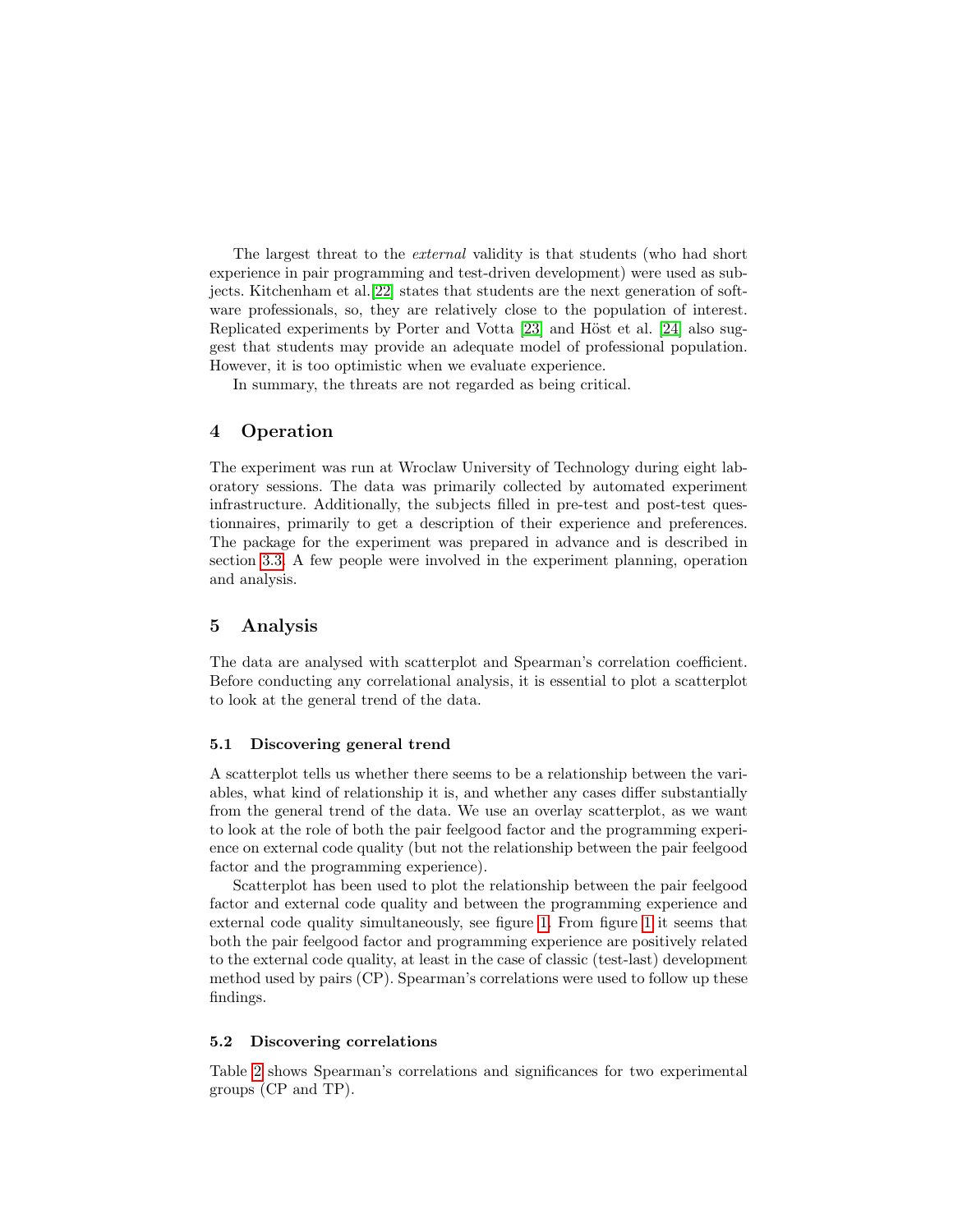The largest threat to the *external* validity is that students (who had short experience in pair programming and test-driven development) were used as subjects. Kitchenham et al.[22] states that students are the next generation of software professionals, so, they are relatively close to the population of interest. Replicated experiments by Porter and Votta [23] and Höst et al. [24] also suggest that students may provide an adequate model of professional population. However, it is too optimistic when we evaluate experience.

In summary, the threats are not regarded as being critical.

## 4 Operation

The experiment was run at Wroclaw University of Technology during eight laboratory sessions. The data was primarily collected by automated experiment infrastructure. Additionally, the subjects filled in pre-test and post-test questionnaires, primarily to get a description of their experience and preferences. The package for the experiment was prepared in advance and is described in section 3.3. A few people were involved in the experiment planning, operation and analysis.

## 5 Analysis

The data are analysed with scatterplot and Spearman's correlation coefficient. Before conducting any correlational analysis, it is essential to plot a scatterplot to look at the general trend of the data.

### 5.1 Discovering general trend

A scatterplot tells us whether there seems to be a relationship between the variables, what kind of relationship it is, and whether any cases differ substantially from the general trend of the data. We use an overlay scatterplot, as we want to look at the role of both the pair feelgood factor and the programming experience on external code quality (but not the relationship between the pair feelgood factor and the programming experience).

Scatterplot has been used to plot the relationship between the pair feelgood factor and external code quality and between the programming experience and external code quality simultaneously, see figure 1. From figure 1 it seems that both the pair feelgood factor and programming experience are positively related to the external code quality, at least in the case of classic (test-last) development method used by pairs (CP). Spearman's correlations were used to follow up these findings.

### 5.2 Discovering correlations

Table 2 shows Spearman's correlations and significances for two experimental groups (CP and TP).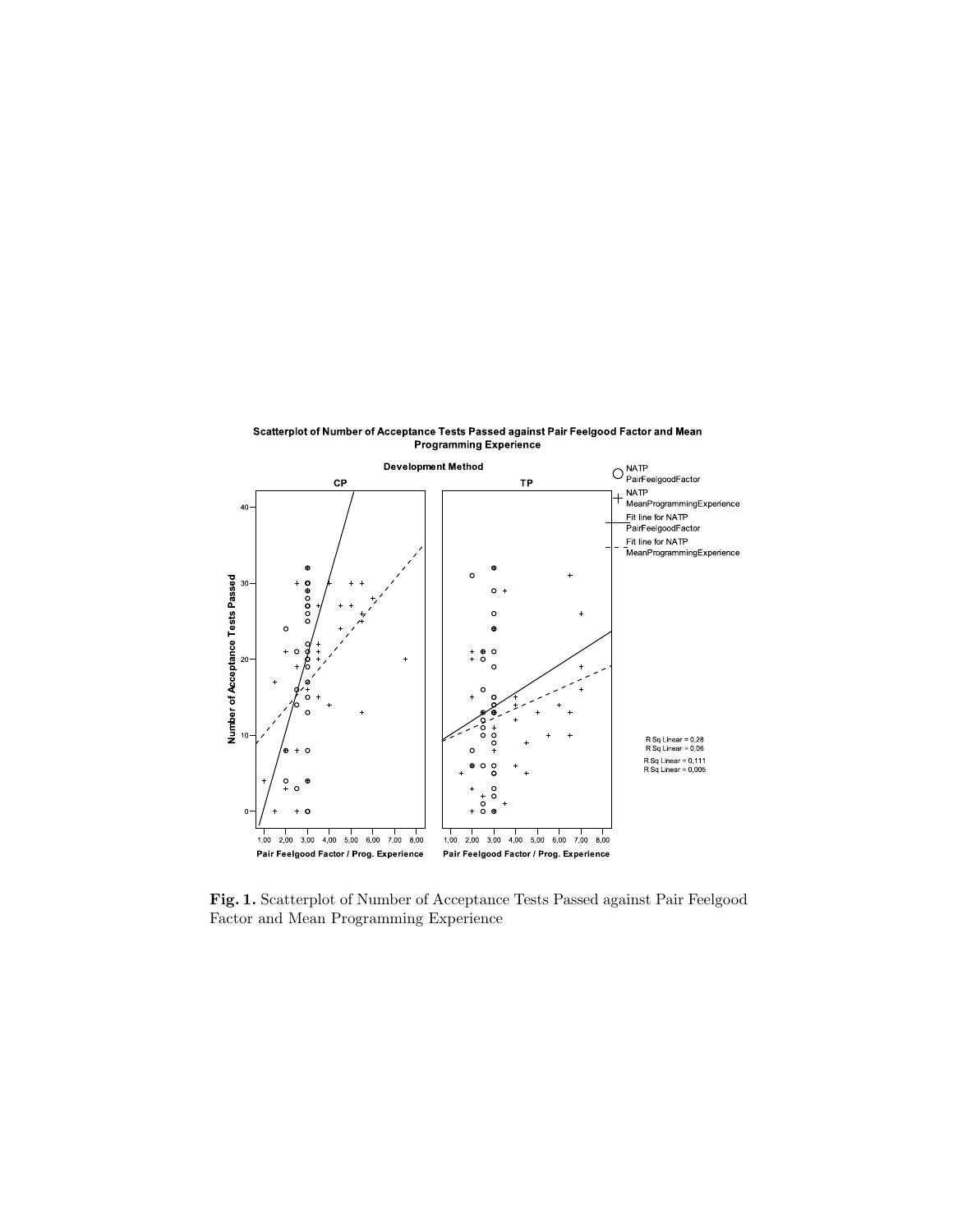**Fig. 1.** Scatterplot of Number of Acceptance Tests Passed against Pair Feelgood Factor and Mean Programming Experience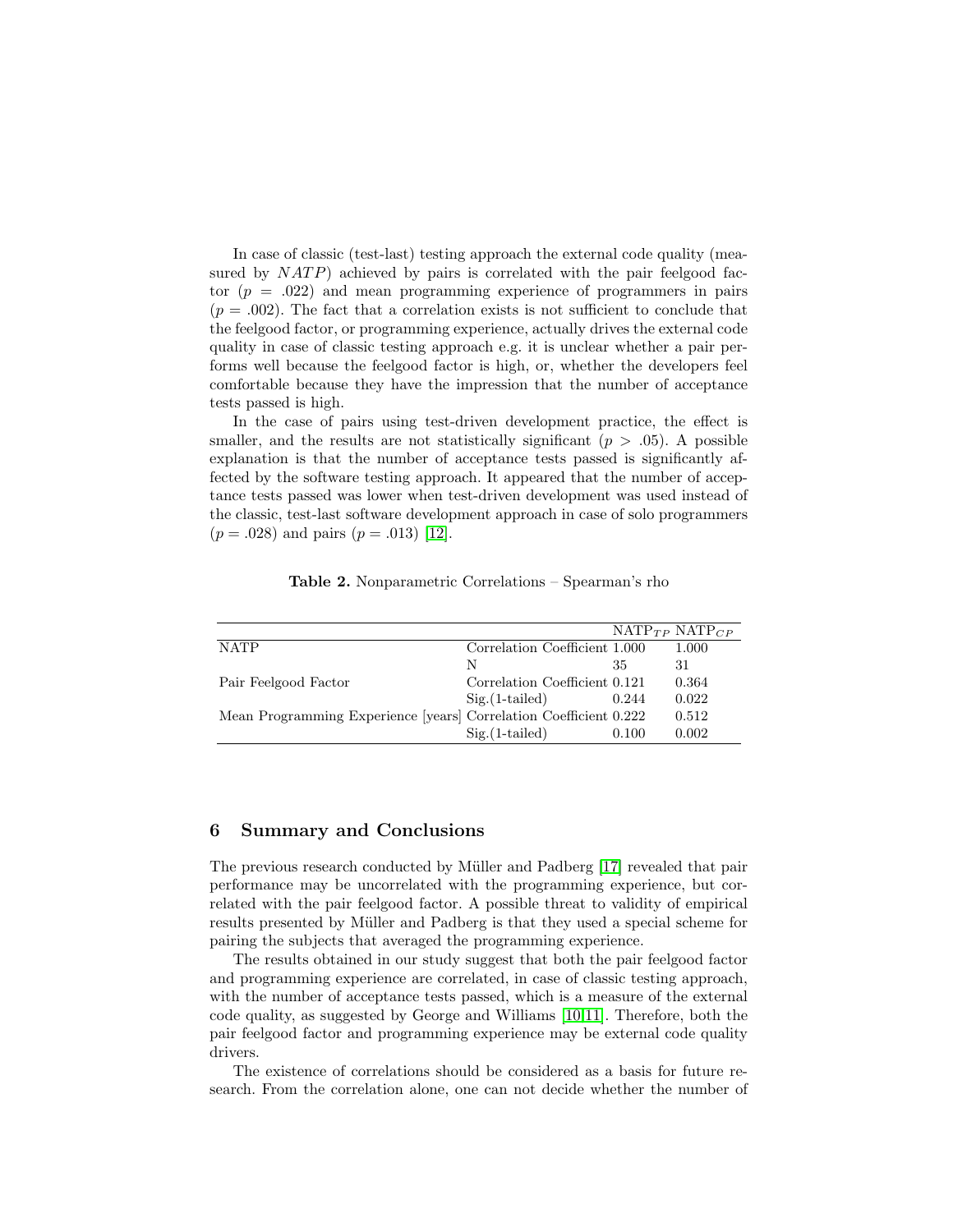In case of classic (test-last) testing approach the external code quality (measured by $NATP$) achieved by pairs is correlated with the pair feelgood factor ($p = .022$) and mean programming experience of programmers in pairs ($p = .002$). The fact that a correlation exists is not sufficient to conclude that the feelgood factor, or programming experience, actually drives the external code quality in case of classic testing approach e.g. it is unclear whether a pair performs well because the feelgood factor is high, or, whether the developers feel comfortable because they have the impression that the number of acceptance tests passed is high.

In the case of pairs using test-driven development practice, the effect is smaller, and the results are not statistically significant ($p > .05$). A possible explanation is that the number of acceptance tests passed is significantly affected by the software testing approach. It appeared that the number of acceptance tests passed was lower when test-driven development was used instead of the classic, test-last software development approach in case of solo programmers ($p = .028$) and pairs ($p = .013$) [12].

**Table 2.** Nonparametric Correlations – Spearman's rho

| | | $NATP_{TP}$ | $NATP_{CP}$ |
|---|---|---|---|
| NATP | Correlation Coefficient | 1.000 | 1.000 |
| | N | 35 | 31 |
| Pair Feelgood Factor | Correlation Coefficient | 0.121 | 0.364 |
| | Sig.(1-tailed) | 0.244 | 0.022 |
| Mean Programming Experience [years] | Correlation Coefficient | 0.222 | 0.512 |
| | Sig.(1-tailed) | 0.100 | 0.002 |

## 6 Summary and Conclusions

The previous research conducted by Müller and Padberg [17] revealed that pair performance may be uncorrelated with the programming experience, but correlated with the pair feelgood factor. A possible threat to validity of empirical results presented by Müller and Padberg is that they used a special scheme for pairing the subjects that averaged the programming experience.

The results obtained in our study suggest that both the pair feelgood factor and programming experience are correlated, in case of classic testing approach, with the number of acceptance tests passed, which is a measure of the external code quality, as suggested by George and Williams [10,11]. Therefore, both the pair feelgood factor and programming experience may be external code quality drivers.

The existence of correlations should be considered as a basis for future research. From the correlation alone, one can not decide whether the number of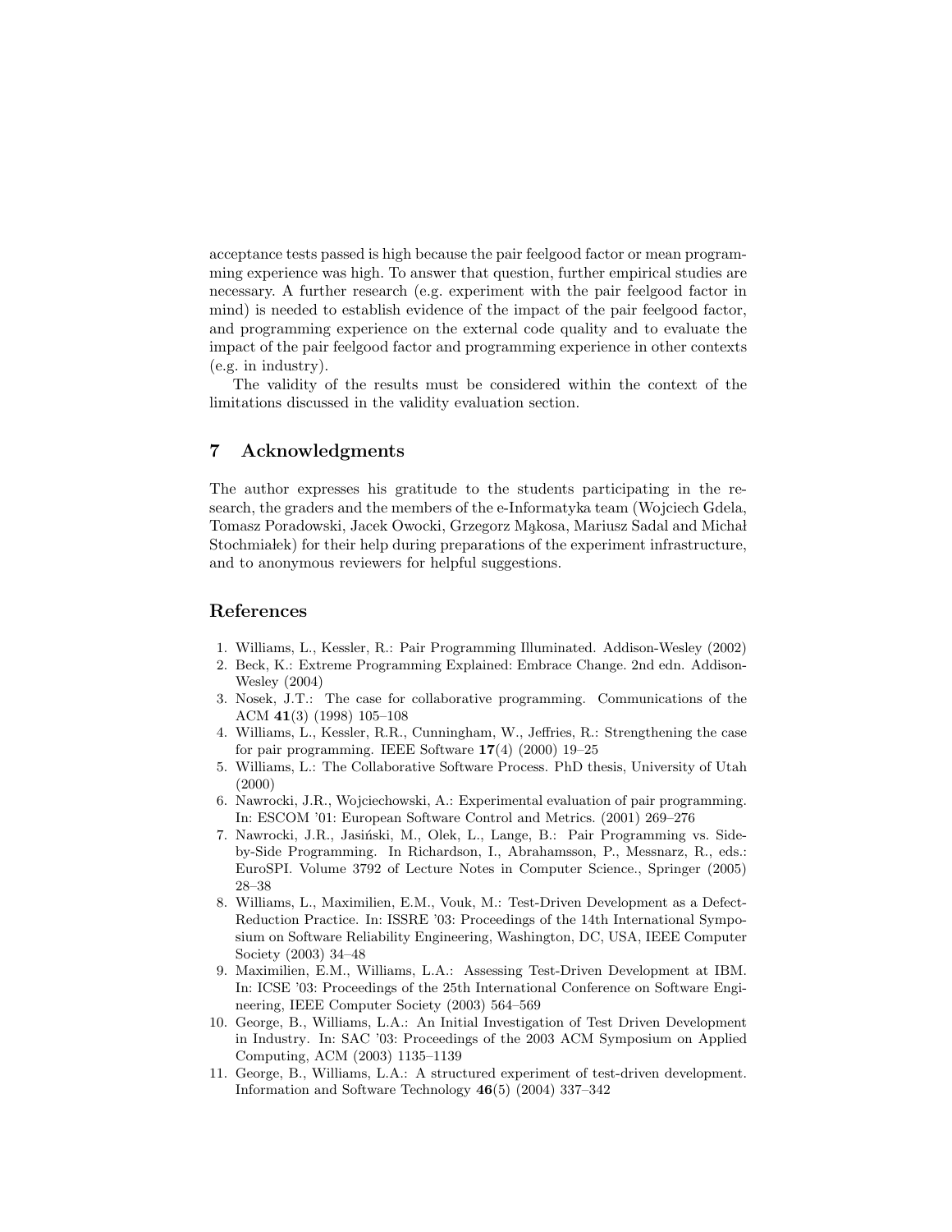acceptance tests passed is high because the pair feelgood factor or mean programming experience was high. To answer that question, further empirical studies are necessary. A further research (e.g. experiment with the pair feelgood factor in mind) is needed to establish evidence of the impact of the pair feelgood factor, and programming experience on the external code quality and to evaluate the impact of the pair feelgood factor and programming experience in other contexts (e.g. in industry).

The validity of the results must be considered within the context of the limitations discussed in the validity evaluation section.

## 7 Acknowledgments

The author expresses his gratitude to the students participating in the research, the graders and the members of the e-Informatyka team (Wojciech Gdela, Tomasz Poradowski, Jacek Owocki, Grzegorz Mąkosa, Mariusz Sadal and Michał Stochmiałek) for their help during preparations of the experiment infrastructure, and to anonymous reviewers for helpful suggestions.

## References

1. Williams, L., Kessler, R.: Pair Programming Illuminated. Addison-Wesley (2002)
2. Beck, K.: Extreme Programming Explained: Embrace Change. 2nd edn. Addison-Wesley (2004)
3. Nosek, J.T.: The case for collaborative programming. Communications of the ACM **41**(3) (1998) 105–108
4. Williams, L., Kessler, R.R., Cunningham, W., Jeffries, R.: Strengthening the case for pair programming. IEEE Software **17**(4) (2000) 19–25
5. Williams, L.: The Collaborative Software Process. PhD thesis, University of Utah (2000)
6. Nawrocki, J.R., Wojciechowski, A.: Experimental evaluation of pair programming. In: ESCOM '01: European Software Control and Metrics. (2001) 269–276
7. Nawrocki, J.R., Jasiński, M., Olek, L., Lange, B.: Pair Programming vs. Side-by-Side Programming. In Richardson, I., Abrahamsson, P., Messnarz, R., eds.: EuroSPI. Volume 3792 of Lecture Notes in Computer Science., Springer (2005) 28–38
8. Williams, L., Maximilien, E.M., Vouk, M.: Test-Driven Development as a Defect-Reduction Practice. In: ISSRE '03: Proceedings of the 14th International Symposium on Software Reliability Engineering, Washington, DC, USA, IEEE Computer Society (2003) 34–48
9. Maximilien, E.M., Williams, L.A.: Assessing Test-Driven Development at IBM. In: ICSE '03: Proceedings of the 25th International Conference on Software Engineering, IEEE Computer Society (2003) 564–569
10. George, B., Williams, L.A.: An Initial Investigation of Test Driven Development in Industry. In: SAC '03: Proceedings of the 2003 ACM Symposium on Applied Computing, ACM (2003) 1135–1139
11. George, B., Williams, L.A.: A structured experiment of test-driven development. Information and Software Technology **46**(5) (2004) 337–342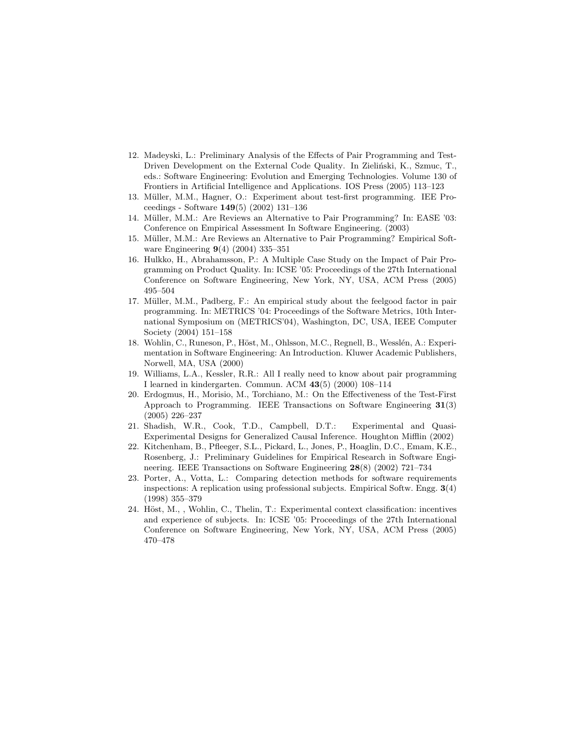12. Madeyski, L.: Preliminary Analysis of the Effects of Pair Programming and Test-Driven Development on the External Code Quality. In Zieliński, K., Szmuc, T., eds.: Software Engineering: Evolution and Emerging Technologies. Volume 130 of Frontiers in Artificial Intelligence and Applications. IOS Press (2005) 113–123
13. Müller, M.M., Hagner, O.: Experiment about test-first programming. IEE Proceedings - Software **149**(5) (2002) 131–136
14. Müller, M.M.: Are Reviews an Alternative to Pair Programming? In: EASE '03: Conference on Empirical Assessment In Software Engineering. (2003)
15. Müller, M.M.: Are Reviews an Alternative to Pair Programming? Empirical Software Engineering **9**(4) (2004) 335–351
16. Hulkko, H., Abrahamsson, P.: A Multiple Case Study on the Impact of Pair Programming on Product Quality. In: ICSE '05: Proceedings of the 27th International Conference on Software Engineering, New York, NY, USA, ACM Press (2005) 495–504
17. Müller, M.M., Padberg, F.: An empirical study about the feelgood factor in pair programming. In: METRICS '04: Proceedings of the Software Metrics, 10th International Symposium on (METRICS'04), Washington, DC, USA, IEEE Computer Society (2004) 151–158
18. Wohlin, C., Runeson, P., Höst, M., Ohlsson, M.C., Regnell, B., Wesslén, A.: Experimentation in Software Engineering: An Introduction. Kluwer Academic Publishers, Norwell, MA, USA (2000)
19. Williams, L.A., Kessler, R.R.: All I really need to know about pair programming I learned in kindergarten. Commun. ACM **43**(5) (2000) 108–114
20. Erdogmus, H., Morisio, M., Torchiano, M.: On the Effectiveness of the Test-First Approach to Programming. IEEE Transactions on Software Engineering **31**(3) (2005) 226–237
21. Shadish, W.R., Cook, T.D., Campbell, D.T.: Experimental and Quasi-Experimental Designs for Generalized Causal Inference. Houghton Mifflin (2002)
22. Kitchenham, B., Pfleeger, S.L., Pickard, L., Jones, P., Hoaglin, D.C., Emam, K.E., Rosenberg, J.: Preliminary Guidelines for Empirical Research in Software Engineering. IEEE Transactions on Software Engineering **28**(8) (2002) 721–734
23. Porter, A., Votta, L.: Comparing detection methods for software requirements inspections: A replication using professional subjects. Empirical Softw. Engg. **3**(4) (1998) 355–379
24. Höst, M., , Wohlin, C., Thelin, T.: Experimental context classification: incentives and experience of subjects. In: ICSE '05: Proceedings of the 27th International Conference on Software Engineering, New York, NY, USA, ACM Press (2005) 470–478